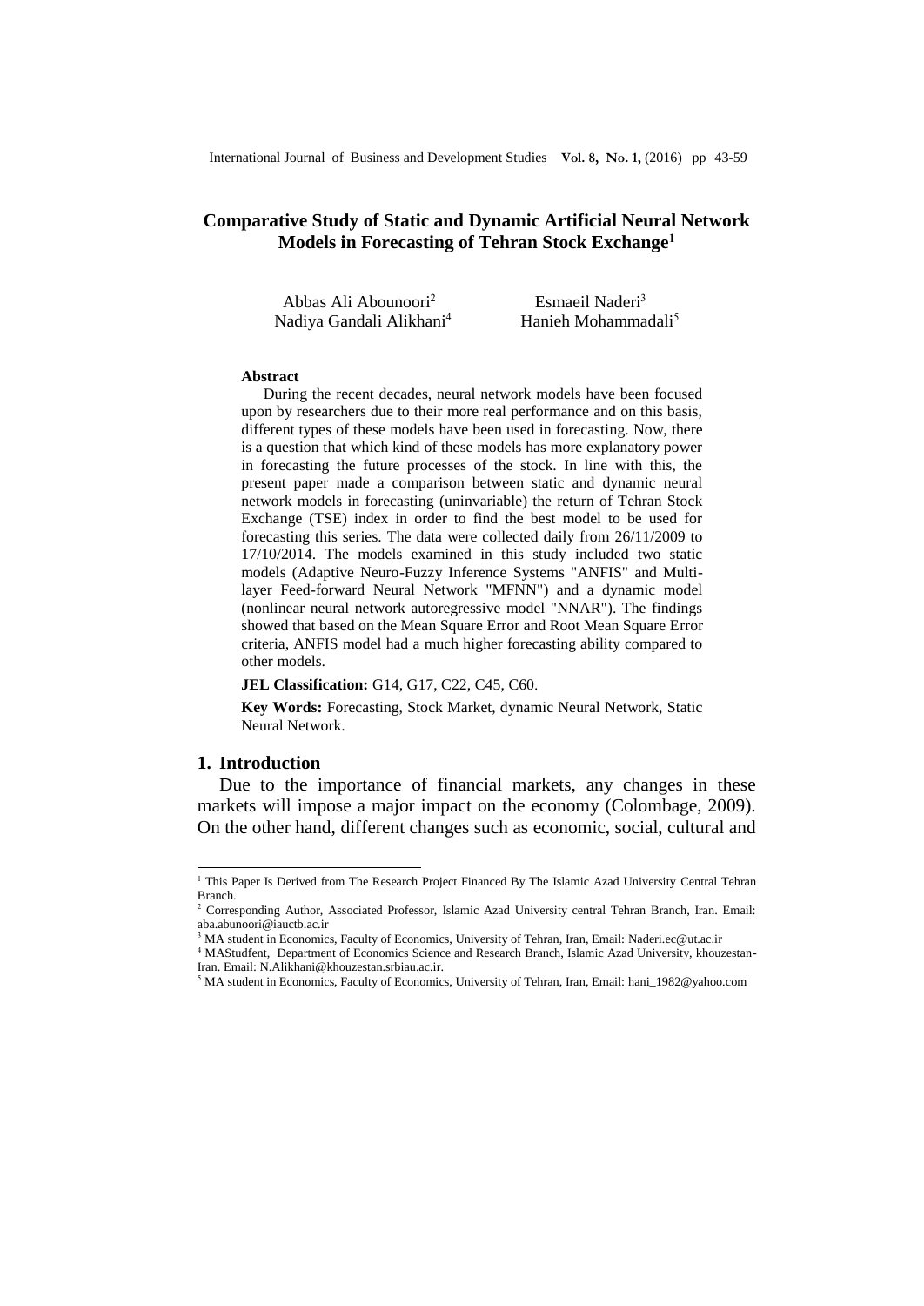# Comparative Study of Static and Dynamic Artificial Neural Network Models in Forecasting of Tehran Stock Exchange[1]

Abbas Ali Abounoori[2] Esmaeil Naderi[3]
Nadiya Gandali Alikhani[4] Hanieh Mohammadali[5]

**Abstract**

During the recent decades, neural network models have been focused upon by researchers due to their more real performance and on this basis, different types of these models have been used in forecasting. Now, there is a question that which kind of these models has more explanatory power in forecasting the future processes of the stock. In line with this, the present paper made a comparison between static and dynamic neural network models in forecasting (uninvariable) the return of Tehran Stock Exchange (TSE) index in order to find the best model to be used for forecasting this series. The data were collected daily from 26/11/2009 to 17/10/2014. The models examined in this study included two static models (Adaptive Neuro-Fuzzy Inference Systems "ANFIS" and Multi-layer Feed-forward Neural Network "MFNN") and a dynamic model (nonlinear neural network autoregressive model "NNAR"). The findings showed that based on the Mean Square Error and Root Mean Square Error criteria, ANFIS model had a much higher forecasting ability compared to other models.

**JEL Classification:** G14, G17, C22, C45, C60.

**Key Words:** Forecasting, Stock Market, dynamic Neural Network, Static Neural Network.

## 1. Introduction

Due to the importance of financial markets, any changes in these markets will impose a major impact on the economy (Colombage, 2009). On the other hand, different changes such as economic, social, cultural and

---

[1] This Paper Is Derived from The Research Project Financed By The Islamic Azad University Central Tehran Branch.

[2] Corresponding Author, Associated Professor, Islamic Azad University central Tehran Branch, Iran. Email: aba.abunoori@iauctb.ac.ir

[3] MA student in Economics, Faculty of Economics, University of Tehran, Iran, Email: Naderi.ec@ut.ac.ir

[4] MAStudfent, Department of Economics Science and Research Branch, Islamic Azad University, khouzestan-Iran. Email: N.Alikhani@khouzestan.srbiau.ac.ir.

[5] MA student in Economics, Faculty of Economics, University of Tehran, Iran, Email: hani_1982@yahoo.com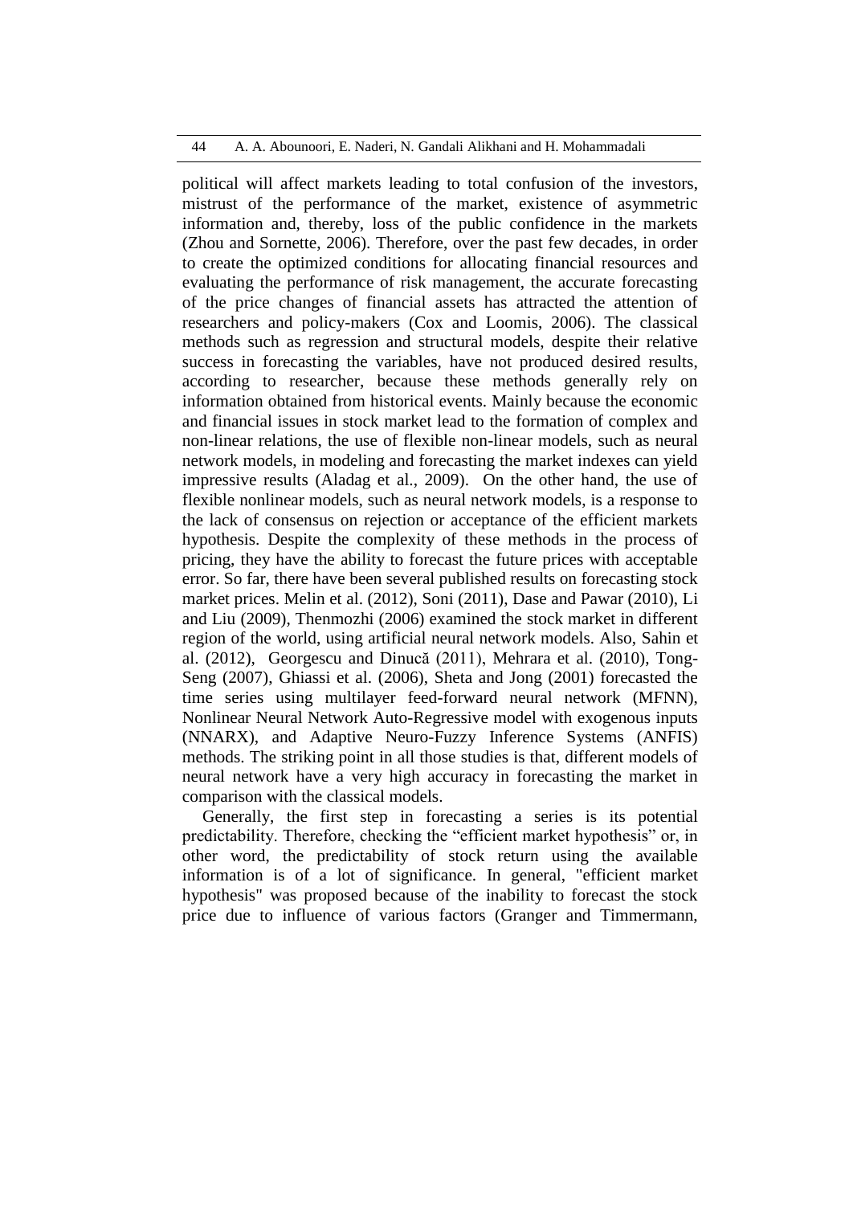political will affect markets leading to total confusion of the investors, mistrust of the performance of the market, existence of asymmetric information and, thereby, loss of the public confidence in the markets (Zhou and Sornette, 2006). Therefore, over the past few decades, in order to create the optimized conditions for allocating financial resources and evaluating the performance of risk management, the accurate forecasting of the price changes of financial assets has attracted the attention of researchers and policy-makers (Cox and Loomis, 2006). The classical methods such as regression and structural models, despite their relative success in forecasting the variables, have not produced desired results, according to researcher, because these methods generally rely on information obtained from historical events. Mainly because the economic and financial issues in stock market lead to the formation of complex and non-linear relations, the use of flexible non-linear models, such as neural network models, in modeling and forecasting the market indexes can yield impressive results (Aladag et al., 2009). On the other hand, the use of flexible nonlinear models, such as neural network models, is a response to the lack of consensus on rejection or acceptance of the efficient markets hypothesis. Despite the complexity of these methods in the process of pricing, they have the ability to forecast the future prices with acceptable error. So far, there have been several published results on forecasting stock market prices. Melin et al. (2012), Soni (2011), Dase and Pawar (2010), Li and Liu (2009), Thenmozhi (2006) examined the stock market in different region of the world, using artificial neural network models. Also, Sahin et al. (2012), Georgescu and Dinucă (2011), Mehrara et al. (2010), Tong-Seng (2007), Ghiassi et al. (2006), Sheta and Jong (2001) forecasted the time series using multilayer feed-forward neural network (MFNN), Nonlinear Neural Network Auto-Regressive model with exogenous inputs (NNARX), and Adaptive Neuro-Fuzzy Inference Systems (ANFIS) methods. The striking point in all those studies is that, different models of neural network have a very high accuracy in forecasting the market in comparison with the classical models.

Generally, the first step in forecasting a series is its potential predictability. Therefore, checking the "efficient market hypothesis" or, in other word, the predictability of stock return using the available information is of a lot of significance. In general, "efficient market hypothesis" was proposed because of the inability to forecast the stock price due to influence of various factors (Granger and Timmermann,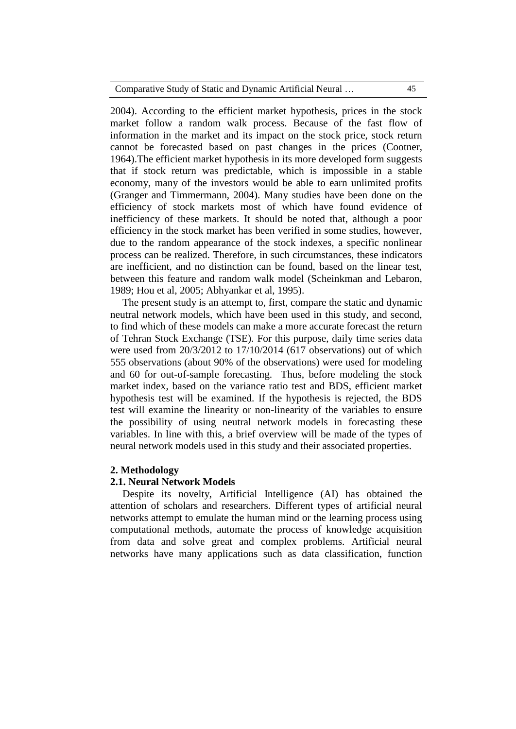2004). According to the efficient market hypothesis, prices in the stock market follow a random walk process. Because of the fast flow of information in the market and its impact on the stock price, stock return cannot be forecasted based on past changes in the prices (Cootner, 1964).The efficient market hypothesis in its more developed form suggests that if stock return was predictable, which is impossible in a stable economy, many of the investors would be able to earn unlimited profits (Granger and Timmermann, 2004). Many studies have been done on the efficiency of stock markets most of which have found evidence of inefficiency of these markets. It should be noted that, although a poor efficiency in the stock market has been verified in some studies, however, due to the random appearance of the stock indexes, a specific nonlinear process can be realized. Therefore, in such circumstances, these indicators are inefficient, and no distinction can be found, based on the linear test, between this feature and random walk model (Scheinkman and Lebaron, 1989; Hou et al, 2005; Abhyankar et al, 1995).

The present study is an attempt to, first, compare the static and dynamic neutral network models, which have been used in this study, and second, to find which of these models can make a more accurate forecast the return of Tehran Stock Exchange (TSE). For this purpose, daily time series data were used from 20/3/2012 to 17/10/2014 (617 observations) out of which 555 observations (about 90% of the observations) were used for modeling and 60 for out-of-sample forecasting. Thus, before modeling the stock market index, based on the variance ratio test and BDS, efficient market hypothesis test will be examined. If the hypothesis is rejected, the BDS test will examine the linearity or non-linearity of the variables to ensure the possibility of using neutral network models in forecasting these variables. In line with this, a brief overview will be made of the types of neural network models used in this study and their associated properties.

## 2. Methodology

### 2.1. Neural Network Models

Despite its novelty, Artificial Intelligence (AI) has obtained the attention of scholars and researchers. Different types of artificial neural networks attempt to emulate the human mind or the learning process using computational methods, automate the process of knowledge acquisition from data and solve great and complex problems. Artificial neural networks have many applications such as data classification, function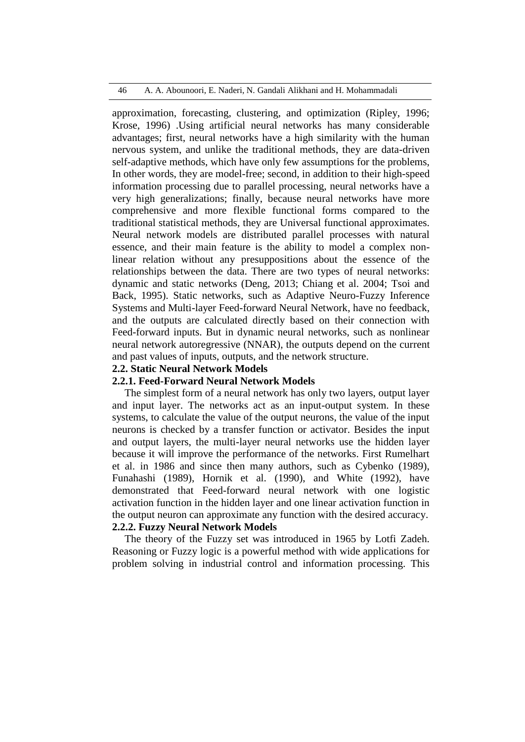approximation, forecasting, clustering, and optimization (Ripley, 1996; Krose, 1996) .Using artificial neural networks has many considerable advantages; first, neural networks have a high similarity with the human nervous system, and unlike the traditional methods, they are data-driven self-adaptive methods, which have only few assumptions for the problems, In other words, they are model-free; second, in addition to their high-speed information processing due to parallel processing, neural networks have a very high generalizations; finally, because neural networks have more comprehensive and more flexible functional forms compared to the traditional statistical methods, they are Universal functional approximates. Neural network models are distributed parallel processes with natural essence, and their main feature is the ability to model a complex non-linear relation without any presuppositions about the essence of the relationships between the data. There are two types of neural networks: dynamic and static networks (Deng, 2013; Chiang et al. 2004; Tsoi and Back, 1995). Static networks, such as Adaptive Neuro-Fuzzy Inference Systems and Multi-layer Feed-forward Neural Network, have no feedback, and the outputs are calculated directly based on their connection with Feed-forward inputs. But in dynamic neural networks, such as nonlinear neural network autoregressive (NNAR), the outputs depend on the current and past values of inputs, outputs, and the network structure.

### 2.2. Static Neural Network Models

#### 2.2.1. Feed-Forward Neural Network Models

The simplest form of a neural network has only two layers, output layer and input layer. The networks act as an input-output system. In these systems, to calculate the value of the output neurons, the value of the input neurons is checked by a transfer function or activator. Besides the input and output layers, the multi-layer neural networks use the hidden layer because it will improve the performance of the networks. First Rumelhart et al. in 1986 and since then many authors, such as Cybenko (1989), Funahashi (1989), Hornik et al. (1990), and White (1992), have demonstrated that Feed-forward neural network with one logistic activation function in the hidden layer and one linear activation function in the output neuron can approximate any function with the desired accuracy.

#### 2.2.2. Fuzzy Neural Network Models

The theory of the Fuzzy set was introduced in 1965 by Lotfi Zadeh. Reasoning or Fuzzy logic is a powerful method with wide applications for problem solving in industrial control and information processing. This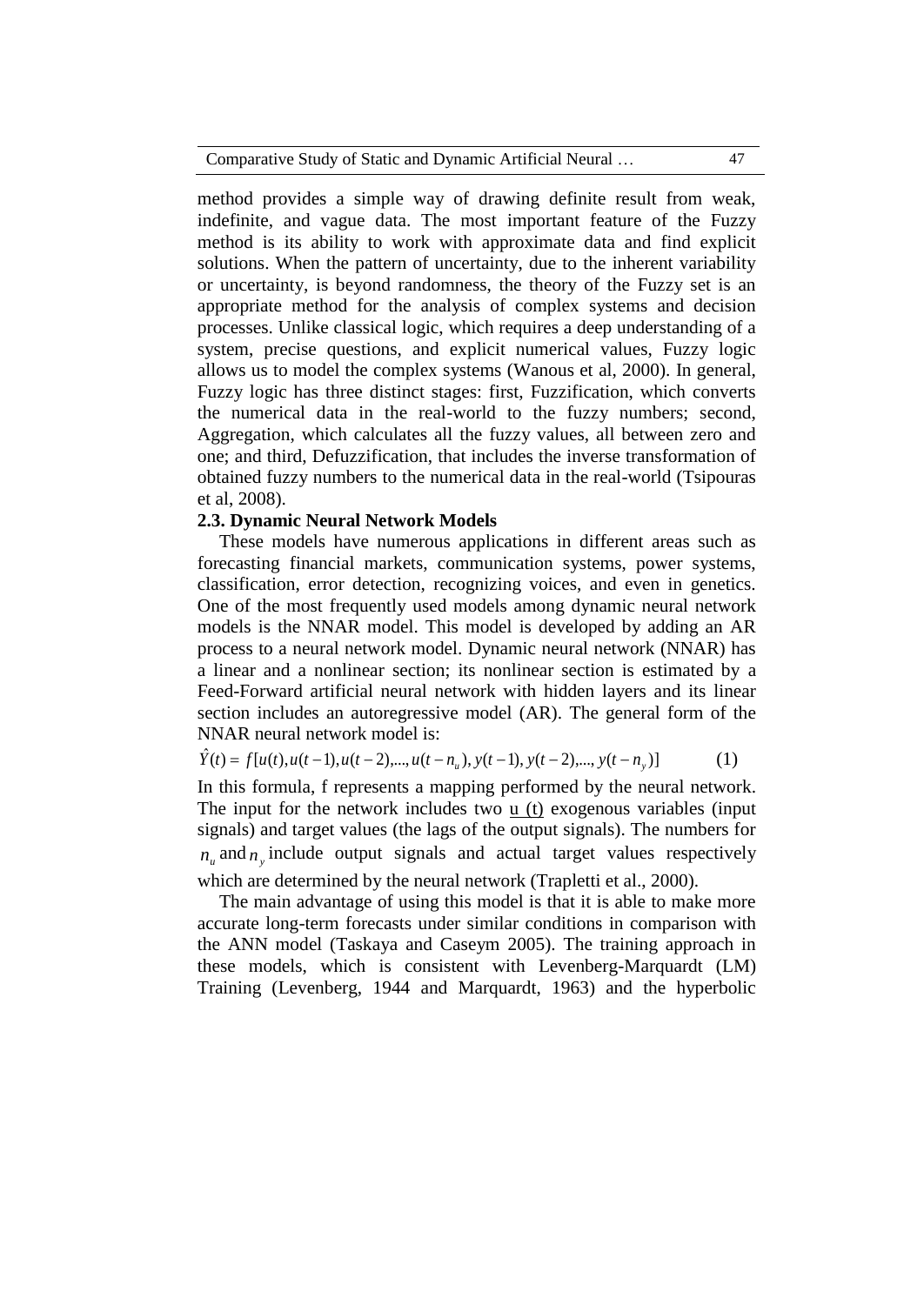method provides a simple way of drawing definite result from weak, indefinite, and vague data. The most important feature of the Fuzzy method is its ability to work with approximate data and find explicit solutions. When the pattern of uncertainty, due to the inherent variability or uncertainty, is beyond randomness, the theory of the Fuzzy set is an appropriate method for the analysis of complex systems and decision processes. Unlike classical logic, which requires a deep understanding of a system, precise questions, and explicit numerical values, Fuzzy logic allows us to model the complex systems (Wanous et al, 2000). In general, Fuzzy logic has three distinct stages: first, Fuzzification, which converts the numerical data in the real-world to the fuzzy numbers; second, Aggregation, which calculates all the fuzzy values, all between zero and one; and third, Defuzzification, that includes the inverse transformation of obtained fuzzy numbers to the numerical data in the real-world (Tsipouras et al, 2008).

### 2.3. Dynamic Neural Network Models

These models have numerous applications in different areas such as forecasting financial markets, communication systems, power systems, classification, error detection, recognizing voices, and even in genetics. One of the most frequently used models among dynamic neural network models is the NNAR model. This model is developed by adding an AR process to a neural network model. Dynamic neural network (NNAR) has a linear and a nonlinear section; its nonlinear section is estimated by a Feed-Forward artificial neural network with hidden layers and its linear section includes an autoregressive model (AR). The general form of the NNAR neural network model is:

$$\hat{Y}(t) = f[u(t), u(t-1), u(t-2), ..., u(t-n_u), y(t-1), y(t-2), ..., y(t-n_y)] \qquad (1)$$

In this formula, f represents a mapping performed by the neural network. The input for the network includes two u (t) exogenous variables (input signals) and target values (the lags of the output signals). The numbers for $n_u$ and $n_y$ include output signals and actual target values respectively which are determined by the neural network (Trapletti et al., 2000).

The main advantage of using this model is that it is able to make more accurate long-term forecasts under similar conditions in comparison with the ANN model (Taskaya and Caseym 2005). The training approach in these models, which is consistent with Levenberg-Marquardt (LM) Training (Levenberg, 1944 and Marquardt, 1963) and the hyperbolic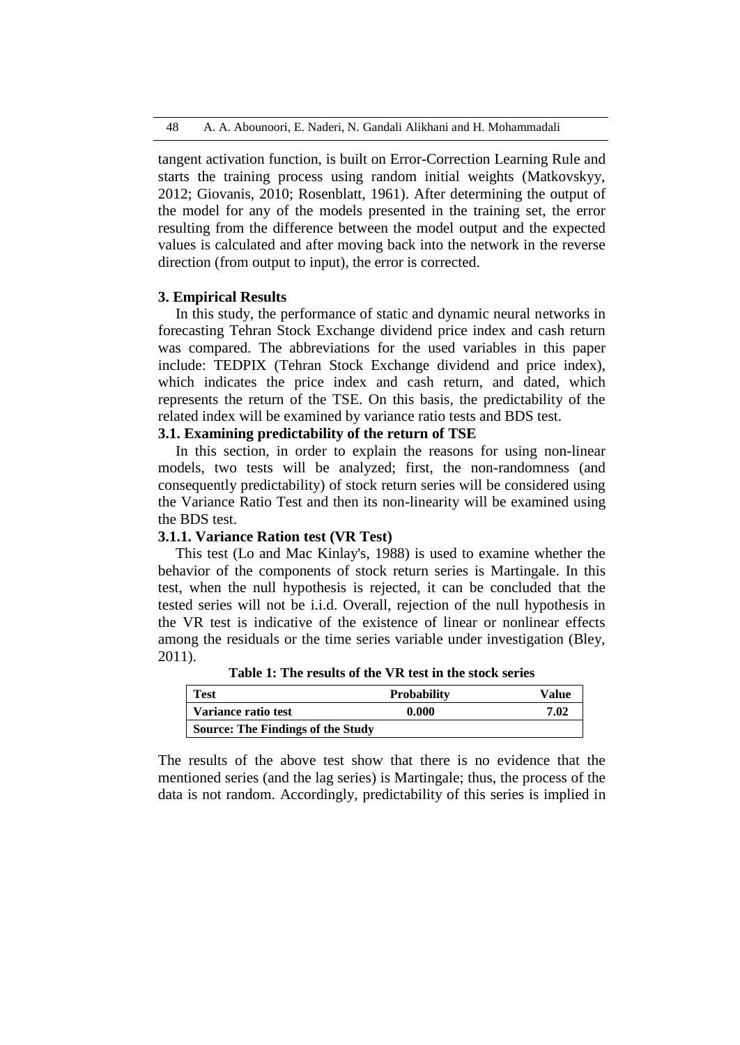tangent activation function, is built on Error-Correction Learning Rule and starts the training process using random initial weights (Matkovskyy, 2012; Giovanis, 2010; Rosenblatt, 1961). After determining the output of the model for any of the models presented in the training set, the error resulting from the difference between the model output and the expected values is calculated and after moving back into the network in the reverse direction (from output to input), the error is corrected.

## 3. Empirical Results

In this study, the performance of static and dynamic neural networks in forecasting Tehran Stock Exchange dividend price index and cash return was compared. The abbreviations for the used variables in this paper include: TEDPIX (Tehran Stock Exchange dividend and price index), which indicates the price index and cash return, and dated, which represents the return of the TSE. On this basis, the predictability of the related index will be examined by variance ratio tests and BDS test.

### 3.1. Examining predictability of the return of TSE

In this section, in order to explain the reasons for using non-linear models, two tests will be analyzed; first, the non-randomness (and consequently predictability) of stock return series will be considered using the Variance Ratio Test and then its non-linearity will be examined using the BDS test.

#### 3.1.1. Variance Ration test (VR Test)

This test (Lo and Mac Kinlay's, 1988) is used to examine whether the behavior of the components of stock return series is Martingale. In this test, when the null hypothesis is rejected, it can be concluded that the tested series will not be i.i.d. Overall, rejection of the null hypothesis in the VR test is indicative of the existence of linear or nonlinear effects among the residuals or the time series variable under investigation (Bley, 2011).

**Table 1: The results of the VR test in the stock series**

| Test | Probability | Value |
|---|---|---|
| Variance ratio test | 0.000 | 7.02 |
| Source: The Findings of the Study | | |

The results of the above test show that there is no evidence that the mentioned series (and the lag series) is Martingale; thus, the process of the data is not random. Accordingly, predictability of this series is implied in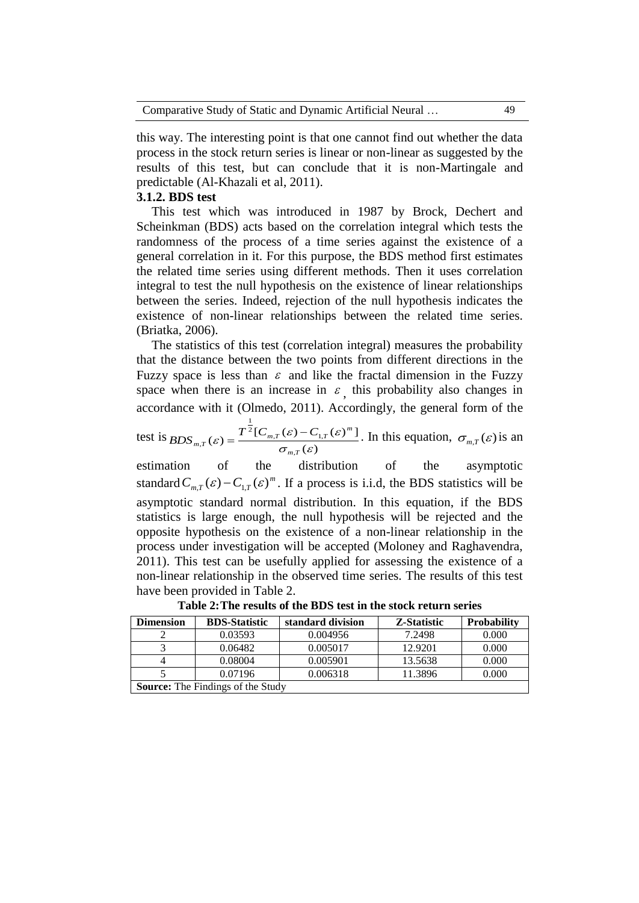this way. The interesting point is that one cannot find out whether the data process in the stock return series is linear or non-linear as suggested by the results of this test, but can conclude that it is non-Martingale and predictable (Al-Khazali et al, 2011).

### 3.1.2. BDS test

This test which was introduced in 1987 by Brock, Dechert and Scheinkman (BDS) acts based on the correlation integral which tests the randomness of the process of a time series against the existence of a general correlation in it. For this purpose, the BDS method first estimates the related time series using different methods. Then it uses correlation integral to test the null hypothesis on the existence of linear relationships between the series. Indeed, rejection of the null hypothesis indicates the existence of non-linear relationships between the related time series. (Briatka, 2006).

The statistics of this test (correlation integral) measures the probability that the distance between the two points from different directions in the Fuzzy space is less than $\varepsilon$ and like the fractal dimension in the Fuzzy space when there is an increase in $\varepsilon$, this probability also changes in accordance with it (Olmedo, 2011). Accordingly, the general form of the test is $BDS_{m,T}(\varepsilon) = \frac{T^{\frac{1}{2}}[C_{m,T}(\varepsilon) - C_{1,T}(\varepsilon)^m]}{\sigma_{m,T}(\varepsilon)}$. In this equation, $\sigma_{m,T}(\varepsilon)$ is an estimation of the distribution of the asymptotic standard $C_{m,T}(\varepsilon) - C_{1,T}(\varepsilon)^m$. If a process is i.i.d, the BDS statistics will be asymptotic standard normal distribution. In this equation, if the BDS statistics is large enough, the null hypothesis will be rejected and the opposite hypothesis on the existence of a non-linear relationship in the process under investigation will be accepted (Moloney and Raghavendra, 2011). This test can be usefully applied for assessing the existence of a non-linear relationship in the observed time series. The results of this test have been provided in Table 2.

**Table 2: The results of the BDS test in the stock return series**

| Dimension | BDS-Statistic | standard division | Z-Statistic | Probability |
|---|---|---|---|---|
| 2 | 0.03593 | 0.004956 | 7.2498 | 0.000 |
| 3 | 0.06482 | 0.005017 | 12.9201 | 0.000 |
| 4 | 0.08004 | 0.005901 | 13.5638 | 0.000 |
| 5 | 0.07196 | 0.006318 | 11.3896 | 0.000 |

**Source:** The Findings of the Study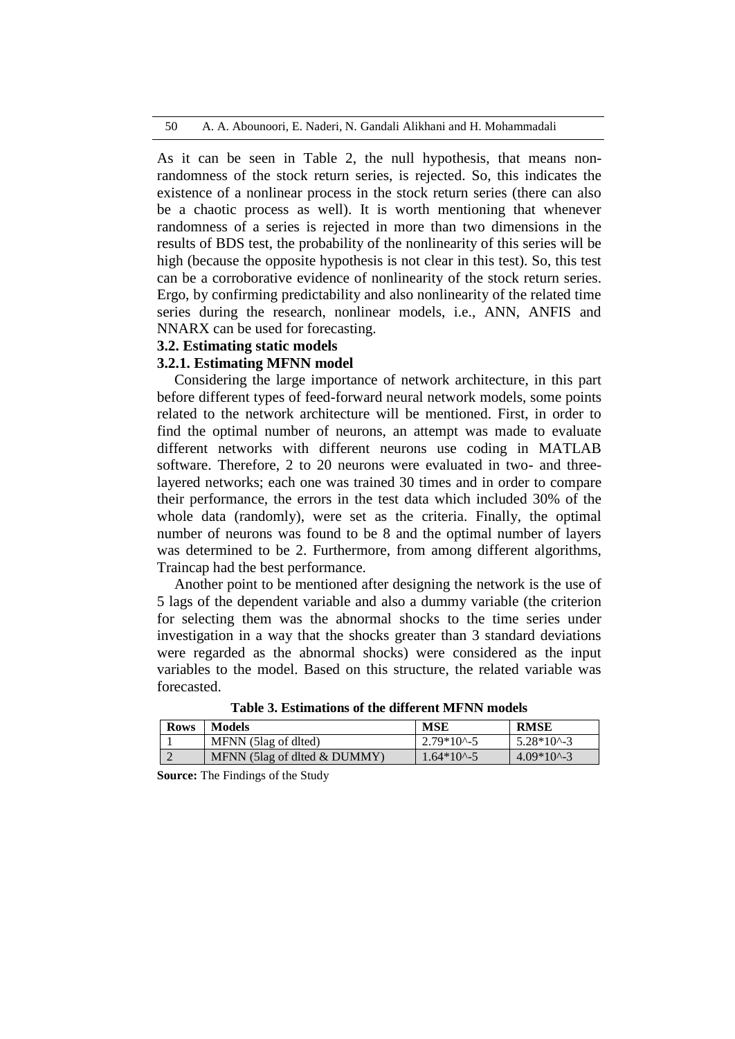As it can be seen in Table 2, the null hypothesis, that means non-randomness of the stock return series, is rejected. So, this indicates the existence of a nonlinear process in the stock return series (there can also be a chaotic process as well). It is worth mentioning that whenever randomness of a series is rejected in more than two dimensions in the results of BDS test, the probability of the nonlinearity of this series will be high (because the opposite hypothesis is not clear in this test). So, this test can be a corroborative evidence of nonlinearity of the stock return series. Ergo, by confirming predictability and also nonlinearity of the related time series during the research, nonlinear models, i.e., ANN, ANFIS and NNARX can be used for forecasting.

### 3.2. Estimating static models

#### 3.2.1. Estimating MFNN model

Considering the large importance of network architecture, in this part before different types of feed-forward neural network models, some points related to the network architecture will be mentioned. First, in order to find the optimal number of neurons, an attempt was made to evaluate different networks with different neurons use coding in MATLAB software. Therefore, 2 to 20 neurons were evaluated in two- and three-layered networks; each one was trained 30 times and in order to compare their performance, the errors in the test data which included 30% of the whole data (randomly), were set as the criteria. Finally, the optimal number of neurons was found to be 8 and the optimal number of layers was determined to be 2. Furthermore, from among different algorithms, Traincap had the best performance.

Another point to be mentioned after designing the network is the use of 5 lags of the dependent variable and also a dummy variable (the criterion for selecting them was the abnormal shocks to the time series under investigation in a way that the shocks greater than 3 standard deviations were regarded as the abnormal shocks) were considered as the input variables to the model. Based on this structure, the related variable was forecasted.

**Table 3. Estimations of the different MFNN models**

| Rows | Models | MSE | RMSE |
|---|---|---|---|
| 1 | MFNN (5lag of dlted) | $2.79*10^{-5}$ | $5.28*10^{-3}$ |
| 2 | MFNN (5lag of dlted & DUMMY) | $1.64*10^{-5}$ | $4.09*10^{-3}$ |

**Source:** The Findings of the Study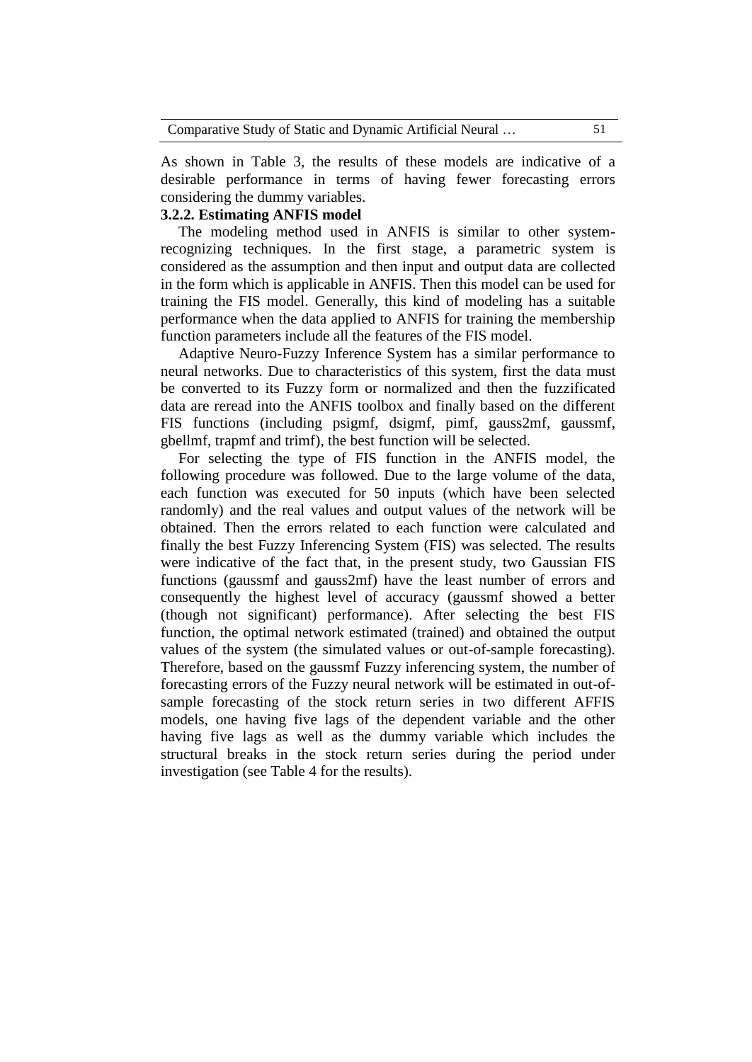As shown in Table 3, the results of these models are indicative of a desirable performance in terms of having fewer forecasting errors considering the dummy variables.

### 3.2.2. Estimating ANFIS model

The modeling method used in ANFIS is similar to other system-recognizing techniques. In the first stage, a parametric system is considered as the assumption and then input and output data are collected in the form which is applicable in ANFIS. Then this model can be used for training the FIS model. Generally, this kind of modeling has a suitable performance when the data applied to ANFIS for training the membership function parameters include all the features of the FIS model.

Adaptive Neuro-Fuzzy Inference System has a similar performance to neural networks. Due to characteristics of this system, first the data must be converted to its Fuzzy form or normalized and then the fuzzificated data are reread into the ANFIS toolbox and finally based on the different FIS functions (including psigmf, dsigmf, pimf, gauss2mf, gaussmf, gbellmf, trapmf and trimf), the best function will be selected.

For selecting the type of FIS function in the ANFIS model, the following procedure was followed. Due to the large volume of the data, each function was executed for 50 inputs (which have been selected randomly) and the real values and output values of the network will be obtained. Then the errors related to each function were calculated and finally the best Fuzzy Inferencing System (FIS) was selected. The results were indicative of the fact that, in the present study, two Gaussian FIS functions (gaussmf and gauss2mf) have the least number of errors and consequently the highest level of accuracy (gaussmf showed a better (though not significant) performance). After selecting the best FIS function, the optimal network estimated (trained) and obtained the output values of the system (the simulated values or out-of-sample forecasting). Therefore, based on the gaussmf Fuzzy inferencing system, the number of forecasting errors of the Fuzzy neural network will be estimated in out-of-sample forecasting of the stock return series in two different AFFIS models, one having five lags of the dependent variable and the other having five lags as well as the dummy variable which includes the structural breaks in the stock return series during the period under investigation (see Table 4 for the results).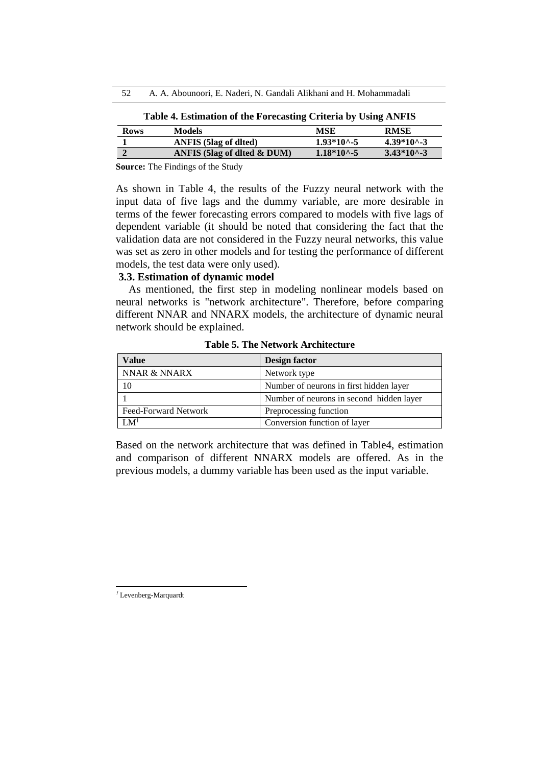**Table 4. Estimation of the Forecasting Criteria by Using ANFIS**

| Rows | Models | MSE | RMSE |
|---|---|---|---|
| **1** | **ANFIS (5lag of dlted)** | **1.93*10^-5** | **4.39*10^-3** |
| **2** | **ANFIS (5lag of dlted & DUM)** | **1.18*10^-5** | **3.43*10^-3** |

**Source:** The Findings of the Study

As shown in Table 4, the results of the Fuzzy neural network with the input data of five lags and the dummy variable, are more desirable in terms of the fewer forecasting errors compared to models with five lags of dependent variable (it should be noted that considering the fact that the validation data are not considered in the Fuzzy neural networks, this value was set as zero in other models and for testing the performance of different models, the test data were only used).

### 3.3. Estimation of dynamic model

As mentioned, the first step in modeling nonlinear models based on neural networks is "network architecture". Therefore, before comparing different NNAR and NNARX models, the architecture of dynamic neural network should be explained.

**Table 5. The Network Architecture**

| Value | Design factor |
|---|---|
| NNAR & NNARX | Network type |
| 10 | Number of neurons in first hidden layer |
| 1 | Number of neurons in second hidden layer |
| Feed-Forward Network | Preprocessing function |
| LM[1] | Conversion function of layer |

Based on the network architecture that was defined in Table4, estimation and comparison of different NNARX models are offered. As in the previous models, a dummy variable has been used as the input variable.

[1] Levenberg-Marquardt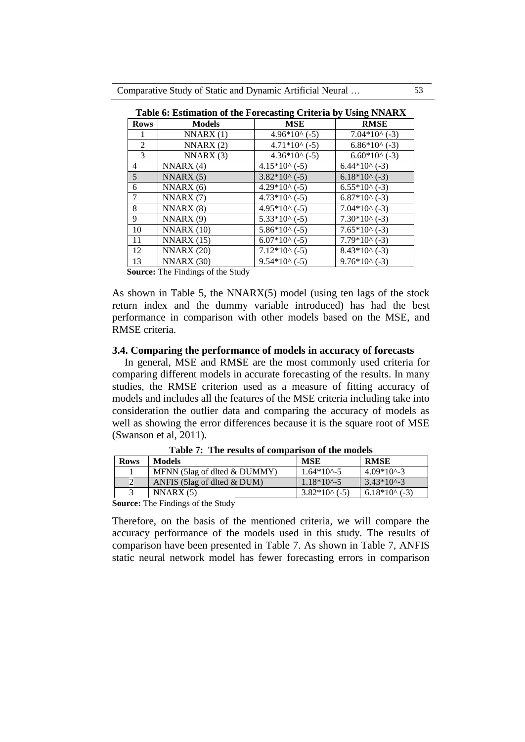**Table 6: Estimation of the Forecasting Criteria by Using NNARX**

| Rows | Models | MSE | RMSE |
|---|---|---|---|
| 1 | NNARX (1) | $4.96*10^{(-5)}$ | $7.04*10^{(-3)}$ |
| 2 | NNARX (2) | $4.71*10^{(-5)}$ | $6.86*10^{(-3)}$ |
| 3 | NNARX (3) | $4.36*10^{(-5)}$ | $6.60*10^{(-3)}$ |
| 4 | NNARX (4) | $4.15*10^{(-5)}$ | $6.44*10^{(-3)}$ |
| 5 | NNARX (5) | $3.82*10^{(-5)}$ | $6.18*10^{(-3)}$ |
| 6 | NNARX (6) | $4.29*10^{(-5)}$ | $6.55*10^{(-3)}$ |
| 7 | NNARX (7) | $4.73*10^{(-5)}$ | $6.87*10^{(-3)}$ |
| 8 | NNARX (8) | $4.95*10^{(-5)}$ | $7.04*10^{(-3)}$ |
| 9 | NNARX (9) | $5.33*10^{(-5)}$ | $7.30*10^{(-3)}$ |
| 10 | NNARX (10) | $5.86*10^{(-5)}$ | $7.65*10^{(-3)}$ |
| 11 | NNARX (15) | $6.07*10^{(-5)}$ | $7.79*10^{(-3)}$ |
| 12 | NNARX (20) | $7.12*10^{(-5)}$ | $8.43*10^{(-3)}$ |
| 13 | NNARX (30) | $9.54*10^{(-5)}$ | $9.76*10^{(-3)}$ |

**Source:** The Findings of the Study

As shown in Table 5, the NNARX(5) model (using ten lags of the stock return index and the dummy variable introduced) has had the best performance in comparison with other models based on the MSE, and RMSE criteria.

### 3.4. Comparing the performance of models in accuracy of forecasts

In general, MSE and RMSE are the most commonly used criteria for comparing different models in accurate forecasting of the results. In many studies, the RMSE criterion used as a measure of fitting accuracy of models and includes all the features of the MSE criteria including take into consideration the outlier data and comparing the accuracy of models as well as showing the error differences because it is the square root of MSE (Swanson et al, 2011).

**Table 7: The results of comparison of the models**

| Rows | Models | MSE | RMSE |
|---|---|---|---|
| 1 | MFNN (5lag of dlted & DUMMY) | $1.64*10^{-5}$ | $4.09*10^{-3}$ |
| 2 | ANFIS (5lag of dlted & DUM) | $1.18*10^{-5}$ | $3.43*10^{-3}$ |
| 3 | NNARX (5) | $3.82*10^{(-5)}$ | $6.18*10^{(-3)}$ |

**Source:** The Findings of the Study

Therefore, on the basis of the mentioned criteria, we will compare the accuracy performance of the models used in this study. The results of comparison have been presented in Table 7. As shown in Table 7, ANFIS static neural network model has fewer forecasting errors in comparison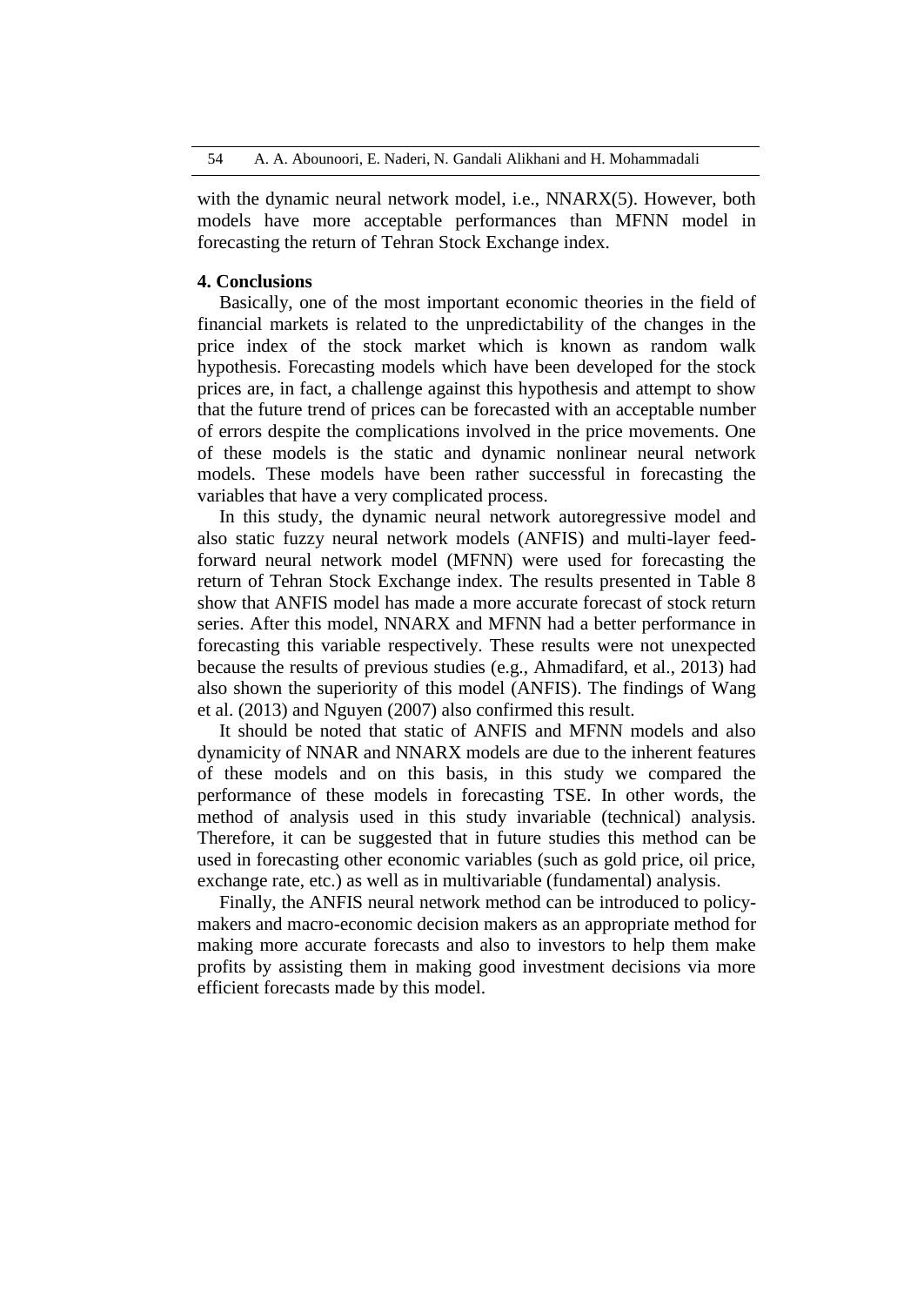with the dynamic neural network model, i.e., NNARX(5). However, both models have more acceptable performances than MFNN model in forecasting the return of Tehran Stock Exchange index.

### 4. Conclusions

Basically, one of the most important economic theories in the field of financial markets is related to the unpredictability of the changes in the price index of the stock market which is known as random walk hypothesis. Forecasting models which have been developed for the stock prices are, in fact, a challenge against this hypothesis and attempt to show that the future trend of prices can be forecasted with an acceptable number of errors despite the complications involved in the price movements. One of these models is the static and dynamic nonlinear neural network models. These models have been rather successful in forecasting the variables that have a very complicated process.

In this study, the dynamic neural network autoregressive model and also static fuzzy neural network models (ANFIS) and multi-layer feed-forward neural network model (MFNN) were used for forecasting the return of Tehran Stock Exchange index. The results presented in Table 8 show that ANFIS model has made a more accurate forecast of stock return series. After this model, NNARX and MFNN had a better performance in forecasting this variable respectively. These results were not unexpected because the results of previous studies (e.g., Ahmadifard, et al., 2013) had also shown the superiority of this model (ANFIS). The findings of Wang et al. (2013) and Nguyen (2007) also confirmed this result.

It should be noted that static of ANFIS and MFNN models and also dynamicity of NNAR and NNARX models are due to the inherent features of these models and on this basis, in this study we compared the performance of these models in forecasting TSE. In other words, the method of analysis used in this study invariable (technical) analysis. Therefore, it can be suggested that in future studies this method can be used in forecasting other economic variables (such as gold price, oil price, exchange rate, etc.) as well as in multivariable (fundamental) analysis.

Finally, the ANFIS neural network method can be introduced to policy-makers and macro-economic decision makers as an appropriate method for making more accurate forecasts and also to investors to help them make profits by assisting them in making good investment decisions via more efficient forecasts made by this model.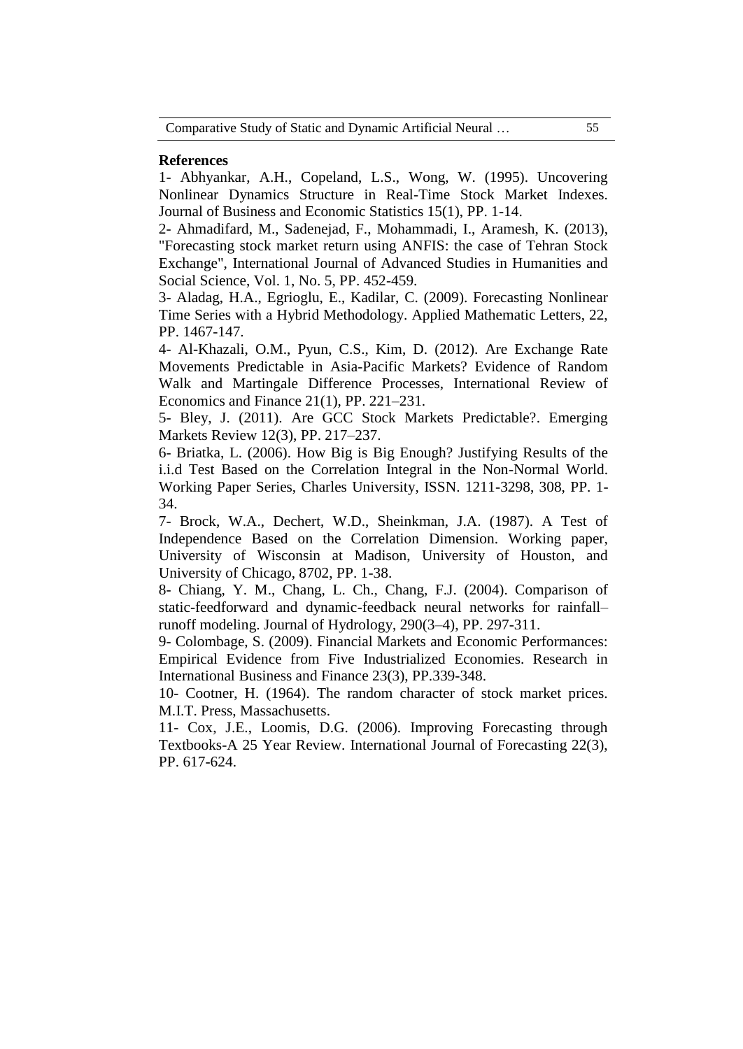**References**

1- Abhyankar, A.H., Copeland, L.S., Wong, W. (1995). Uncovering Nonlinear Dynamics Structure in Real-Time Stock Market Indexes. Journal of Business and Economic Statistics 15(1), PP. 1-14.

2- Ahmadifard, M., Sadenejad, F., Mohammadi, I., Aramesh, K. (2013), "Forecasting stock market return using ANFIS: the case of Tehran Stock Exchange", International Journal of Advanced Studies in Humanities and Social Science, Vol. 1, No. 5, PP. 452-459.

3- Aladag, H.A., Egrioglu, E., Kadilar, C. (2009). Forecasting Nonlinear Time Series with a Hybrid Methodology. Applied Mathematic Letters, 22, PP. 1467-147.

4- Al-Khazali, O.M., Pyun, C.S., Kim, D. (2012). Are Exchange Rate Movements Predictable in Asia-Pacific Markets? Evidence of Random Walk and Martingale Difference Processes, International Review of Economics and Finance 21(1), PP. 221–231.

5- Bley, J. (2011). Are GCC Stock Markets Predictable?. Emerging Markets Review 12(3), PP. 217–237.

6- Briatka, L. (2006). How Big is Big Enough? Justifying Results of the i.i.d Test Based on the Correlation Integral in the Non-Normal World. Working Paper Series, Charles University, ISSN. 1211-3298, 308, PP. 1-34.

7- Brock, W.A., Dechert, W.D., Sheinkman, J.A. (1987). A Test of Independence Based on the Correlation Dimension. Working paper, University of Wisconsin at Madison, University of Houston, and University of Chicago, 8702, PP. 1-38.

8- Chiang, Y. M., Chang, L. Ch., Chang, F.J. (2004). Comparison of static-feedforward and dynamic-feedback neural networks for rainfall–runoff modeling. Journal of Hydrology, 290(3–4), PP. 297-311.

9- Colombage, S. (2009). Financial Markets and Economic Performances: Empirical Evidence from Five Industrialized Economies. Research in International Business and Finance 23(3), PP.339-348.

10- Cootner, H. (1964). The random character of stock market prices. M.I.T. Press, Massachusetts.

11- Cox, J.E., Loomis, D.G. (2006). Improving Forecasting through Textbooks-A 25 Year Review. International Journal of Forecasting 22(3), PP. 617-624.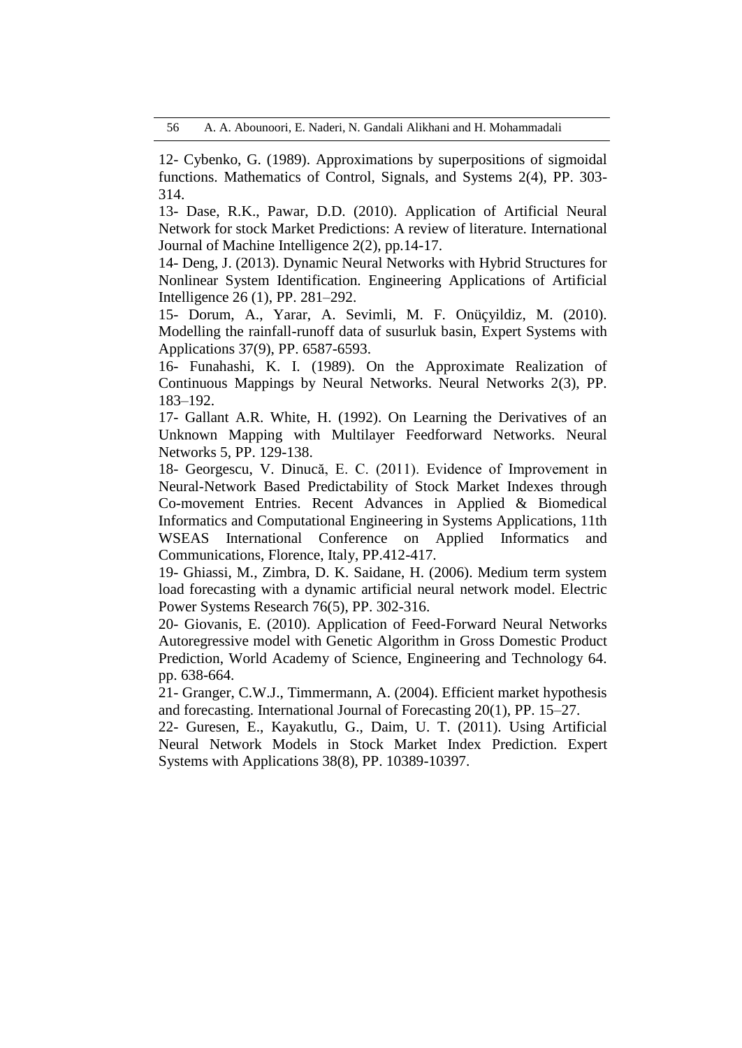12- Cybenko, G. (1989). Approximations by superpositions of sigmoidal functions. Mathematics of Control, Signals, and Systems 2(4), PP. 303-314.

13- Dase, R.K., Pawar, D.D. (2010). Application of Artificial Neural Network for stock Market Predictions: A review of literature. International Journal of Machine Intelligence 2(2), pp.14-17.

14- Deng, J. (2013). Dynamic Neural Networks with Hybrid Structures for Nonlinear System Identification. Engineering Applications of Artificial Intelligence 26 (1), PP. 281–292.

15- Dorum, A., Yarar, A. Sevimli, M. F. Onüçyildiz, M. (2010). Modelling the rainfall-runoff data of susurluk basin, Expert Systems with Applications 37(9), PP. 6587-6593.

16- Funahashi, K. I. (1989). On the Approximate Realization of Continuous Mappings by Neural Networks. Neural Networks 2(3), PP. 183–192.

17- Gallant A.R. White, H. (1992). On Learning the Derivatives of an Unknown Mapping with Multilayer Feedforward Networks. Neural Networks 5, PP. 129-138.

18- Georgescu, V. Dinucă, E. C. (2011). Evidence of Improvement in Neural-Network Based Predictability of Stock Market Indexes through Co-movement Entries. Recent Advances in Applied & Biomedical Informatics and Computational Engineering in Systems Applications, 11th WSEAS International Conference on Applied Informatics and Communications, Florence, Italy, PP.412-417.

19- Ghiassi, M., Zimbra, D. K. Saidane, H. (2006). Medium term system load forecasting with a dynamic artificial neural network model. Electric Power Systems Research 76(5), PP. 302-316.

20- Giovanis, E. (2010). Application of Feed-Forward Neural Networks Autoregressive model with Genetic Algorithm in Gross Domestic Product Prediction, World Academy of Science, Engineering and Technology 64. pp. 638-664.

21- Granger, C.W.J., Timmermann, A. (2004). Efficient market hypothesis and forecasting. International Journal of Forecasting 20(1), PP. 15–27.

22- Guresen, E., Kayakutlu, G., Daim, U. T. (2011). Using Artificial Neural Network Models in Stock Market Index Prediction. Expert Systems with Applications 38(8), PP. 10389-10397.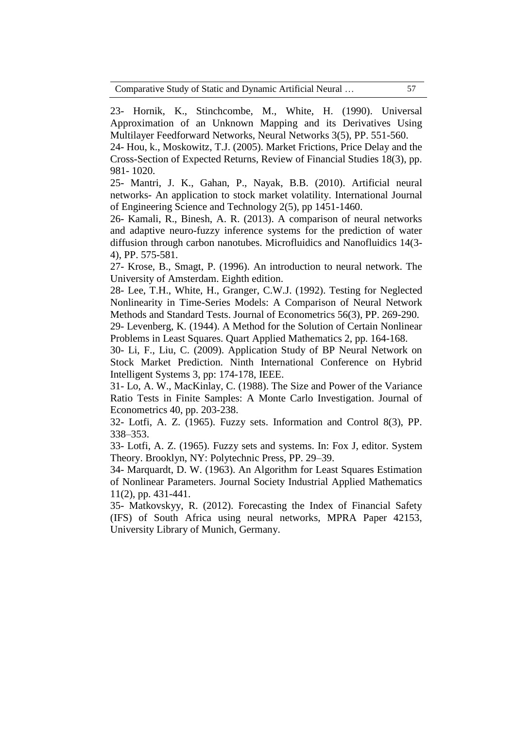23- Hornik, K., Stinchcombe, M., White, H. (1990). Universal Approximation of an Unknown Mapping and its Derivatives Using Multilayer Feedforward Networks, Neural Networks 3(5), PP. 551-560.

24- Hou, k., Moskowitz, T.J. (2005). Market Frictions, Price Delay and the Cross-Section of Expected Returns, Review of Financial Studies 18(3), pp. 981- 1020.

25- Mantri, J. K., Gahan, P., Nayak, B.B. (2010). Artificial neural networks- An application to stock market volatility. International Journal of Engineering Science and Technology 2(5), pp 1451-1460.

26- Kamali, R., Binesh, A. R. (2013). A comparison of neural networks and adaptive neuro-fuzzy inference systems for the prediction of water diffusion through carbon nanotubes. Microfluidics and Nanofluidics 14(3-4), PP. 575-581.

27- Krose, B., Smagt, P. (1996). An introduction to neural network. The University of Amsterdam. Eighth edition.

28- Lee, T.H., White, H., Granger, C.W.J. (1992). Testing for Neglected Nonlinearity in Time-Series Models: A Comparison of Neural Network Methods and Standard Tests. Journal of Econometrics 56(3), PP. 269-290.

29- Levenberg, K. (1944). A Method for the Solution of Certain Nonlinear Problems in Least Squares. Quart Applied Mathematics 2, pp. 164-168.

30- Li, F., Liu, C. (2009). Application Study of BP Neural Network on Stock Market Prediction. Ninth International Conference on Hybrid Intelligent Systems 3, pp: 174-178, IEEE.

31- Lo, A. W., MacKinlay, C. (1988). The Size and Power of the Variance Ratio Tests in Finite Samples: A Monte Carlo Investigation. Journal of Econometrics 40, pp. 203-238.

32- Lotfi, A. Z. (1965). Fuzzy sets. Information and Control 8(3), PP. 338–353.

33- Lotfi, A. Z. (1965). Fuzzy sets and systems. In: Fox J, editor. System Theory. Brooklyn, NY: Polytechnic Press, PP. 29–39.

34- Marquardt, D. W. (1963). An Algorithm for Least Squares Estimation of Nonlinear Parameters. Journal Society Industrial Applied Mathematics 11(2), pp. 431-441.

35- Matkovskyy, R. (2012). Forecasting the Index of Financial Safety (IFS) of South Africa using neural networks, MPRA Paper 42153, University Library of Munich, Germany.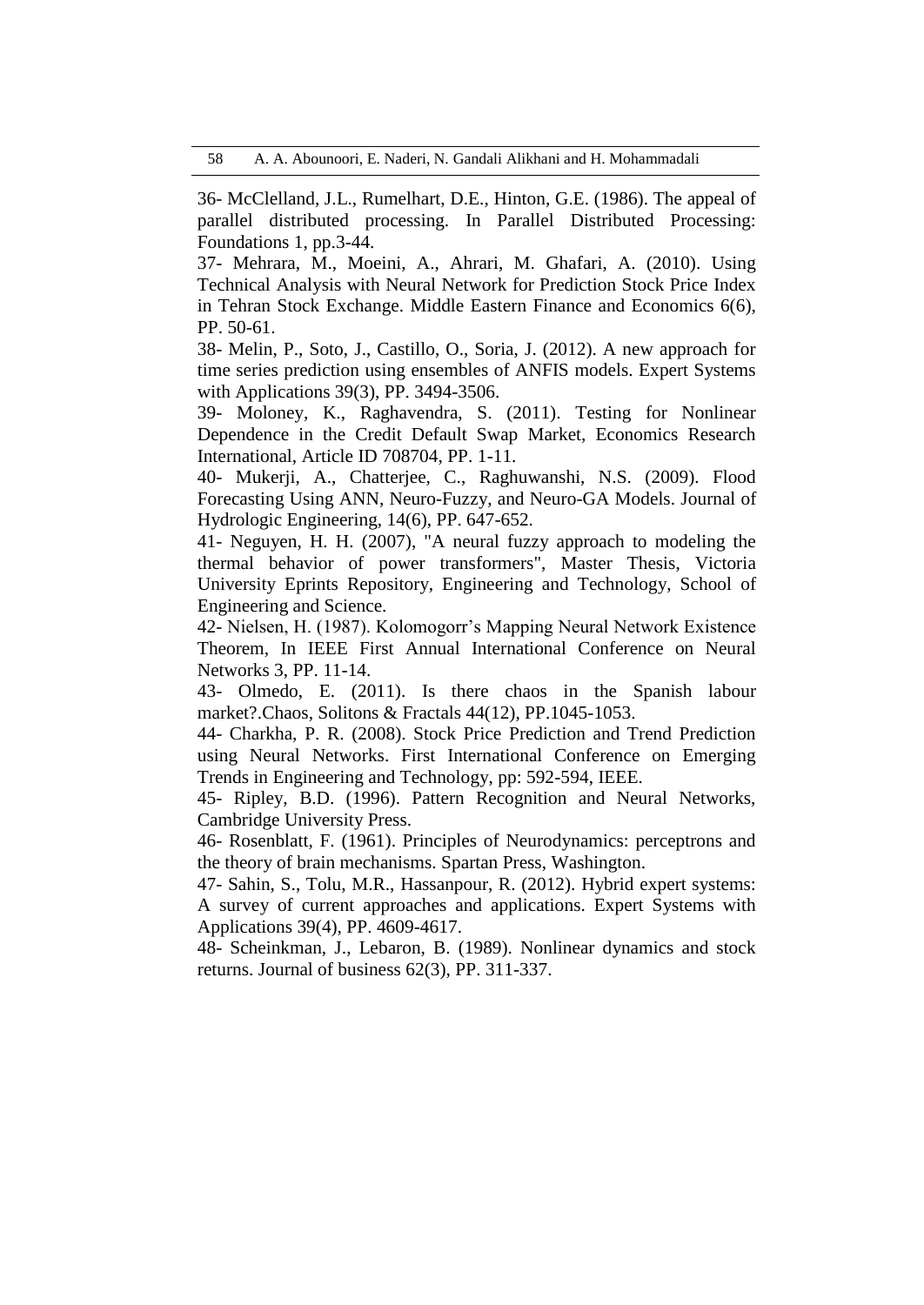36- McClelland, J.L., Rumelhart, D.E., Hinton, G.E. (1986). The appeal of parallel distributed processing. In Parallel Distributed Processing: Foundations 1, pp.3-44.

37- Mehrara, M., Moeini, A., Ahrari, M. Ghafari, A. (2010). Using Technical Analysis with Neural Network for Prediction Stock Price Index in Tehran Stock Exchange. Middle Eastern Finance and Economics 6(6), PP. 50-61.

38- Melin, P., Soto, J., Castillo, O., Soria, J. (2012). A new approach for time series prediction using ensembles of ANFIS models. Expert Systems with Applications 39(3), PP. 3494-3506.

39- Moloney, K., Raghavendra, S. (2011). Testing for Nonlinear Dependence in the Credit Default Swap Market, Economics Research International, Article ID 708704, PP. 1-11.

40- Mukerji, A., Chatterjee, C., Raghuwanshi, N.S. (2009). Flood Forecasting Using ANN, Neuro-Fuzzy, and Neuro-GA Models. Journal of Hydrologic Engineering, 14(6), PP. 647-652.

41- Neguyen, H. H. (2007), "A neural fuzzy approach to modeling the thermal behavior of power transformers", Master Thesis, Victoria University Eprints Repository, Engineering and Technology, School of Engineering and Science.

42- Nielsen, H. (1987). Kolomogorr's Mapping Neural Network Existence Theorem, In IEEE First Annual International Conference on Neural Networks 3, PP. 11-14.

43- Olmedo, E. (2011). Is there chaos in the Spanish labour market?.Chaos, Solitons & Fractals 44(12), PP.1045-1053.

44- Charkha, P. R. (2008). Stock Price Prediction and Trend Prediction using Neural Networks. First International Conference on Emerging Trends in Engineering and Technology, pp: 592-594, IEEE.

45- Ripley, B.D. (1996). Pattern Recognition and Neural Networks, Cambridge University Press.

46- Rosenblatt, F. (1961). Principles of Neurodynamics: perceptrons and the theory of brain mechanisms. Spartan Press, Washington.

47- Sahin, S., Tolu, M.R., Hassanpour, R. (2012). Hybrid expert systems: A survey of current approaches and applications. Expert Systems with Applications 39(4), PP. 4609-4617.

48- Scheinkman, J., Lebaron, B. (1989). Nonlinear dynamics and stock returns. Journal of business 62(3), PP. 311-337.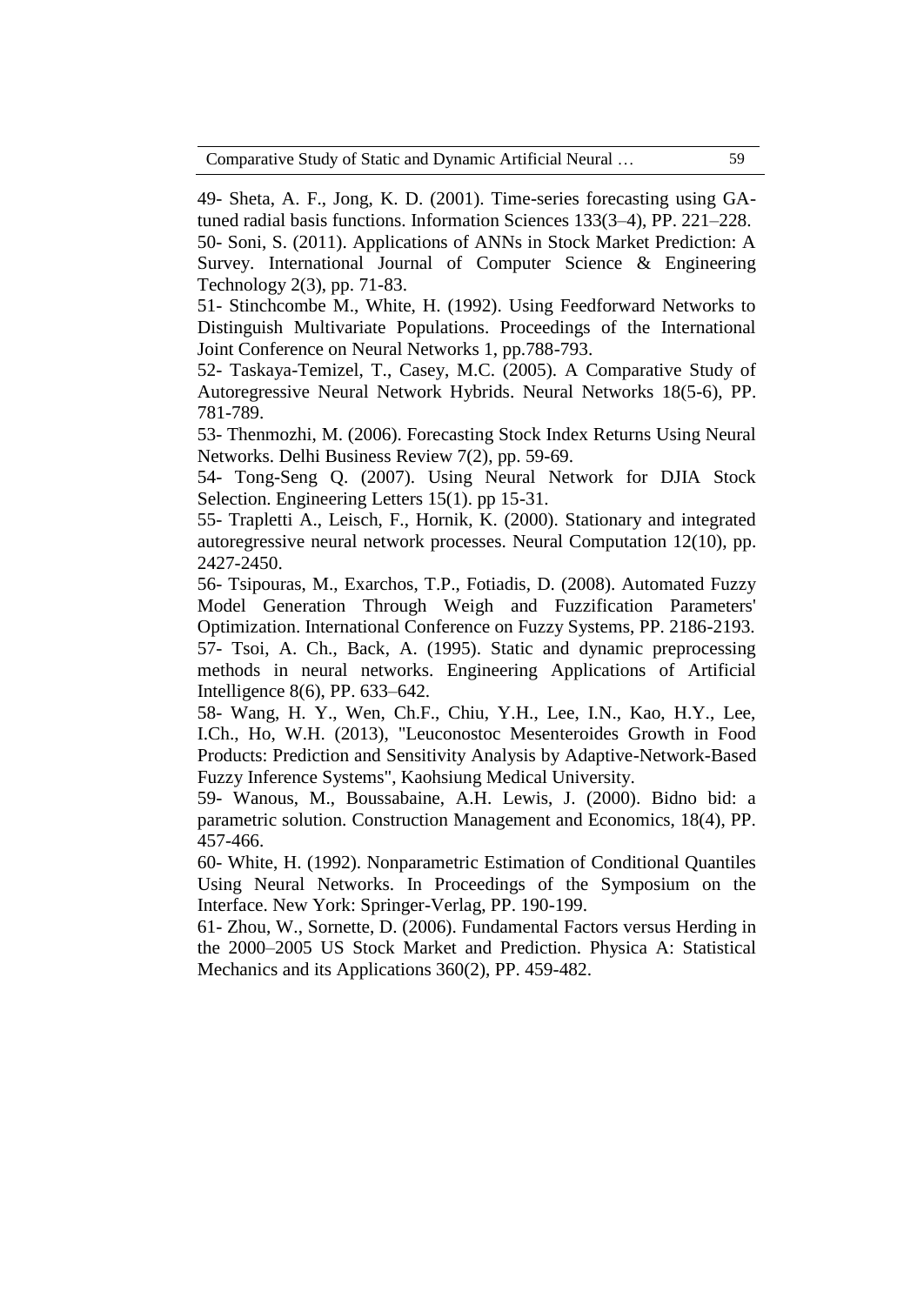49- Sheta, A. F., Jong, K. D. (2001). Time-series forecasting using GA-tuned radial basis functions. Information Sciences 133(3–4), PP. 221–228.

50- Soni, S. (2011). Applications of ANNs in Stock Market Prediction: A Survey. International Journal of Computer Science & Engineering Technology 2(3), pp. 71-83.

51- Stinchcombe M., White, H. (1992). Using Feedforward Networks to Distinguish Multivariate Populations. Proceedings of the International Joint Conference on Neural Networks 1, pp.788-793.

52- Taskaya-Temizel, T., Casey, M.C. (2005). A Comparative Study of Autoregressive Neural Network Hybrids. Neural Networks 18(5-6), PP. 781-789.

53- Thenmozhi, M. (2006). Forecasting Stock Index Returns Using Neural Networks. Delhi Business Review 7(2), pp. 59-69.

54- Tong-Seng Q. (2007). Using Neural Network for DJIA Stock Selection. Engineering Letters 15(1). pp 15-31.

55- Trapletti A., Leisch, F., Hornik, K. (2000). Stationary and integrated autoregressive neural network processes. Neural Computation 12(10), pp. 2427-2450.

56- Tsipouras, M., Exarchos, T.P., Fotiadis, D. (2008). Automated Fuzzy Model Generation Through Weigh and Fuzzification Parameters' Optimization. International Conference on Fuzzy Systems, PP. 2186-2193.

57- Tsoi, A. Ch., Back, A. (1995). Static and dynamic preprocessing methods in neural networks. Engineering Applications of Artificial Intelligence 8(6), PP. 633–642.

58- Wang, H. Y., Wen, Ch.F., Chiu, Y.H., Lee, I.N., Kao, H.Y., Lee, I.Ch., Ho, W.H. (2013), "Leuconostoc Mesenteroides Growth in Food Products: Prediction and Sensitivity Analysis by Adaptive-Network-Based Fuzzy Inference Systems", Kaohsiung Medical University.

59- Wanous, M., Boussabaine, A.H. Lewis, J. (2000). Bidno bid: a parametric solution. Construction Management and Economics, 18(4), PP. 457-466.

60- White, H. (1992). Nonparametric Estimation of Conditional Quantiles Using Neural Networks. In Proceedings of the Symposium on the Interface. New York: Springer-Verlag, PP. 190-199.

61- Zhou, W., Sornette, D. (2006). Fundamental Factors versus Herding in the 2000–2005 US Stock Market and Prediction. Physica A: Statistical Mechanics and its Applications 360(2), PP. 459-482.